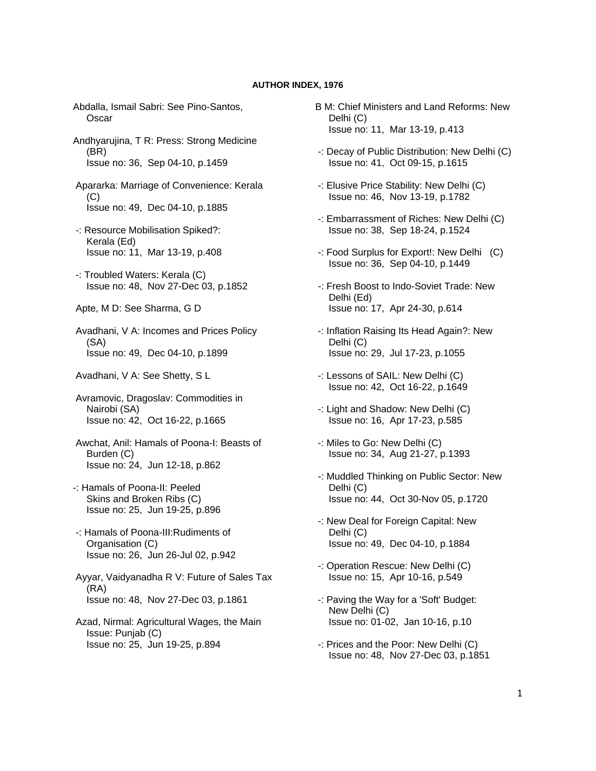**AUTHOR INDEX, 1976**

Abdalla, Ismail Sabri: See Pino-Santos, Oscar

Andhyarujina, T R: Press: Strong Medicine (BR)
Issue no: 36, Sep 04-10, p.1459

Apararka: Marriage of Convenience: Kerala (C)
Issue no: 49, Dec 04-10, p.1885

-: Resource Mobilisation Spiked?: Kerala (Ed)
Issue no: 11, Mar 13-19, p.408

-: Troubled Waters: Kerala (C)
Issue no: 48, Nov 27-Dec 03, p.1852

Apte, M D: See Sharma, G D

Avadhani, V A: Incomes and Prices Policy (SA)
Issue no: 49, Dec 04-10, p.1899

Avadhani, V A: See Shetty, S L

Avramovic, Dragoslav: Commodities in Nairobi (SA)
Issue no: 42, Oct 16-22, p.1665

Awchat, Anil: Hamals of Poona-I: Beasts of Burden (C)
Issue no: 24, Jun 12-18, p.862

-: Hamals of Poona-II: Peeled Skins and Broken Ribs (C)
Issue no: 25, Jun 19-25, p.896

-: Hamals of Poona-III:Rudiments of Organisation (C)
Issue no: 26, Jun 26-Jul 02, p.942

Ayyar, Vaidyanadha R V: Future of Sales Tax (RA)
Issue no: 48, Nov 27-Dec 03, p.1861

Azad, Nirmal: Agricultural Wages, the Main Issue: Punjab (C)
Issue no: 25, Jun 19-25, p.894

B M: Chief Ministers and Land Reforms: New Delhi (C)
Issue no: 11, Mar 13-19, p.413

-: Decay of Public Distribution: New Delhi (C)
Issue no: 41, Oct 09-15, p.1615

-: Elusive Price Stability: New Delhi (C)
Issue no: 46, Nov 13-19, p.1782

-: Embarrassment of Riches: New Delhi (C)
Issue no: 38, Sep 18-24, p.1524

-: Food Surplus for Export!: New Delhi (C)
Issue no: 36, Sep 04-10, p.1449

-: Fresh Boost to Indo-Soviet Trade: New Delhi (Ed)
Issue no: 17, Apr 24-30, p.614

-: Inflation Raising Its Head Again?: New Delhi (C)
Issue no: 29, Jul 17-23, p.1055

-: Lessons of SAIL: New Delhi (C)
Issue no: 42, Oct 16-22, p.1649

-: Light and Shadow: New Delhi (C)
Issue no: 16, Apr 17-23, p.585

-: Miles to Go: New Delhi (C)
Issue no: 34, Aug 21-27, p.1393

-: Muddled Thinking on Public Sector: New Delhi (C)
Issue no: 44, Oct 30-Nov 05, p.1720

-: New Deal for Foreign Capital: New Delhi (C)
Issue no: 49, Dec 04-10, p.1884

-: Operation Rescue: New Delhi (C)
Issue no: 15, Apr 10-16, p.549

-: Paving the Way for a 'Soft' Budget: New Delhi (C)
Issue no: 01-02, Jan 10-16, p.10

-: Prices and the Poor: New Delhi (C)
Issue no: 48, Nov 27-Dec 03, p.1851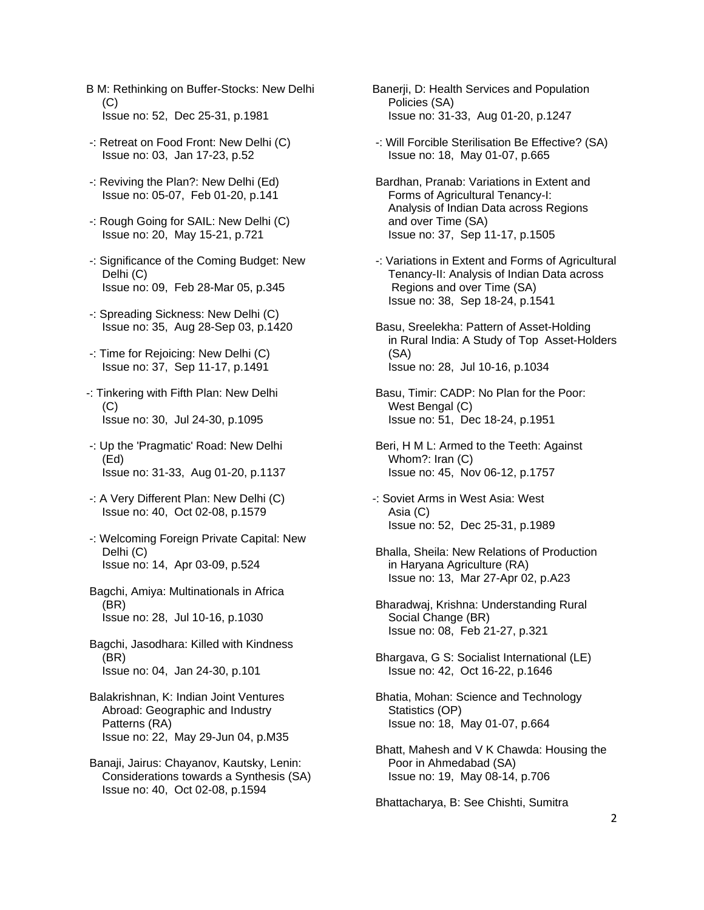B M: Rethinking on Buffer-Stocks: New Delhi (C)
Issue no: 52, Dec 25-31, p.1981

-: Retreat on Food Front: New Delhi (C)
Issue no: 03, Jan 17-23, p.52

-: Reviving the Plan?: New Delhi (Ed)
Issue no: 05-07, Feb 01-20, p.141

-: Rough Going for SAIL: New Delhi (C)
Issue no: 20, May 15-21, p.721

-: Significance of the Coming Budget: New Delhi (C)
Issue no: 09, Feb 28-Mar 05, p.345

-: Spreading Sickness: New Delhi (C)
Issue no: 35, Aug 28-Sep 03, p.1420

-: Time for Rejoicing: New Delhi (C)
Issue no: 37, Sep 11-17, p.1491

-: Tinkering with Fifth Plan: New Delhi (C)
Issue no: 30, Jul 24-30, p.1095

-: Up the 'Pragmatic' Road: New Delhi (Ed)
Issue no: 31-33, Aug 01-20, p.1137

-: A Very Different Plan: New Delhi (C)
Issue no: 40, Oct 02-08, p.1579

-: Welcoming Foreign Private Capital: New Delhi (C)
Issue no: 14, Apr 03-09, p.524

Bagchi, Amiya: Multinationals in Africa (BR)
Issue no: 28, Jul 10-16, p.1030

Bagchi, Jasodhara: Killed with Kindness (BR)
Issue no: 04, Jan 24-30, p.101

Balakrishnan, K: Indian Joint Ventures Abroad: Geographic and Industry Patterns (RA)
Issue no: 22, May 29-Jun 04, p.M35

Banaji, Jairus: Chayanov, Kautsky, Lenin: Considerations towards a Synthesis (SA)
Issue no: 40, Oct 02-08, p.1594

Banerji, D: Health Services and Population Policies (SA)
Issue no: 31-33, Aug 01-20, p.1247

-: Will Forcible Sterilisation Be Effective? (SA)
Issue no: 18, May 01-07, p.665

Bardhan, Pranab: Variations in Extent and Forms of Agricultural Tenancy-I: Analysis of Indian Data across Regions and over Time (SA)
Issue no: 37, Sep 11-17, p.1505

-: Variations in Extent and Forms of Agricultural Tenancy-II: Analysis of Indian Data across Regions and over Time (SA)
Issue no: 38, Sep 18-24, p.1541

Basu, Sreelekha: Pattern of Asset-Holding in Rural India: A Study of Top Asset-Holders (SA)
Issue no: 28, Jul 10-16, p.1034

Basu, Timir: CADP: No Plan for the Poor: West Bengal (C)
Issue no: 51, Dec 18-24, p.1951

Beri, H M L: Armed to the Teeth: Against Whom?: Iran (C)
Issue no: 45, Nov 06-12, p.1757

-: Soviet Arms in West Asia: West Asia (C)
Issue no: 52, Dec 25-31, p.1989

Bhalla, Sheila: New Relations of Production in Haryana Agriculture (RA)
Issue no: 13, Mar 27-Apr 02, p.A23

Bharadwaj, Krishna: Understanding Rural Social Change (BR)
Issue no: 08, Feb 21-27, p.321

Bhargava, G S: Socialist International (LE)
Issue no: 42, Oct 16-22, p.1646

Bhatia, Mohan: Science and Technology Statistics (OP)
Issue no: 18, May 01-07, p.664

Bhatt, Mahesh and V K Chawda: Housing the Poor in Ahmedabad (SA)
Issue no: 19, May 08-14, p.706

Bhattacharya, B: See Chishti, Sumitra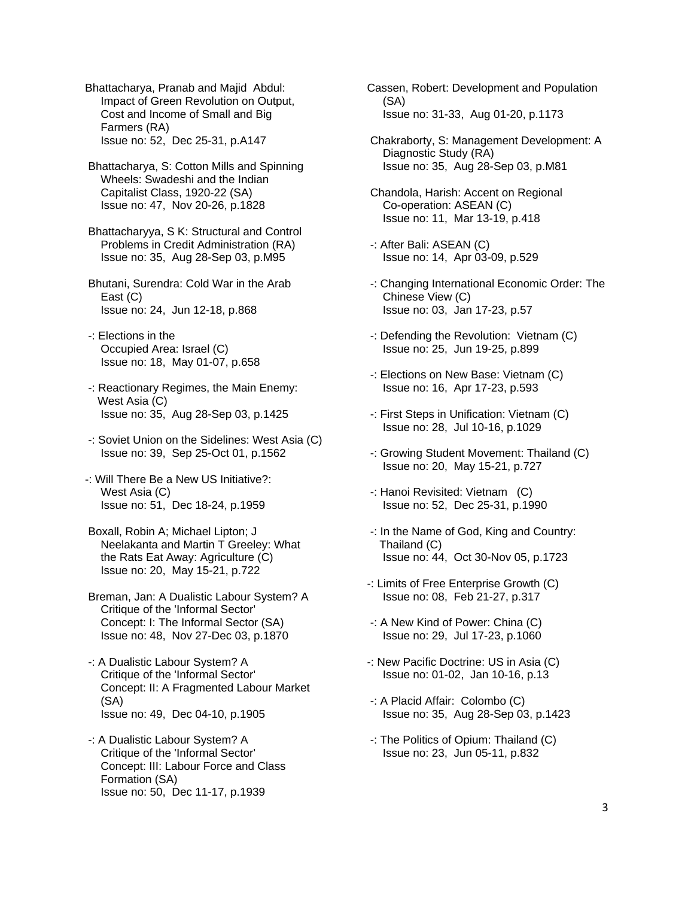Bhattacharya, Pranab and Majid Abdul: Impact of Green Revolution on Output, Cost and Income of Small and Big Farmers (RA)
Issue no: 52, Dec 25-31, p.A147

Bhattacharya, S: Cotton Mills and Spinning Wheels: Swadeshi and the Indian Capitalist Class, 1920-22 (SA)
Issue no: 47, Nov 20-26, p.1828

Bhattacharyya, S K: Structural and Control Problems in Credit Administration (RA)
Issue no: 35, Aug 28-Sep 03, p.M95

Bhutani, Surendra: Cold War in the Arab East (C)
Issue no: 24, Jun 12-18, p.868

-: Elections in the Occupied Area: Israel (C)
Issue no: 18, May 01-07, p.658

-: Reactionary Regimes, the Main Enemy: West Asia (C)
Issue no: 35, Aug 28-Sep 03, p.1425

-: Soviet Union on the Sidelines: West Asia (C)
Issue no: 39, Sep 25-Oct 01, p.1562

-: Will There Be a New US Initiative?: West Asia (C)
Issue no: 51, Dec 18-24, p.1959

Boxall, Robin A; Michael Lipton; J Neelakanta and Martin T Greeley: What the Rats Eat Away: Agriculture (C)
Issue no: 20, May 15-21, p.722

Breman, Jan: A Dualistic Labour System? A Critique of the 'Informal Sector' Concept: I: The Informal Sector (SA)
Issue no: 48, Nov 27-Dec 03, p.1870

-: A Dualistic Labour System? A Critique of the 'Informal Sector' Concept: II: A Fragmented Labour Market (SA)
Issue no: 49, Dec 04-10, p.1905

-: A Dualistic Labour System? A Critique of the 'Informal Sector' Concept: III: Labour Force and Class Formation (SA)
Issue no: 50, Dec 11-17, p.1939

Cassen, Robert: Development and Population (SA)
Issue no: 31-33, Aug 01-20, p.1173

Chakraborty, S: Management Development: A Diagnostic Study (RA)
Issue no: 35, Aug 28-Sep 03, p.M81

Chandola, Harish: Accent on Regional Co-operation: ASEAN (C)
Issue no: 11, Mar 13-19, p.418

-: After Bali: ASEAN (C)
Issue no: 14, Apr 03-09, p.529

-: Changing International Economic Order: The Chinese View (C)
Issue no: 03, Jan 17-23, p.57

-: Defending the Revolution: Vietnam (C)
Issue no: 25, Jun 19-25, p.899

-: Elections on New Base: Vietnam (C)
Issue no: 16, Apr 17-23, p.593

-: First Steps in Unification: Vietnam (C)
Issue no: 28, Jul 10-16, p.1029

-: Growing Student Movement: Thailand (C)
Issue no: 20, May 15-21, p.727

-: Hanoi Revisited: Vietnam (C)
Issue no: 52, Dec 25-31, p.1990

-: In the Name of God, King and Country: Thailand (C)
Issue no: 44, Oct 30-Nov 05, p.1723

-: Limits of Free Enterprise Growth (C)
Issue no: 08, Feb 21-27, p.317

-: A New Kind of Power: China (C)
Issue no: 29, Jul 17-23, p.1060

-: New Pacific Doctrine: US in Asia (C)
Issue no: 01-02, Jan 10-16, p.13

-: A Placid Affair: Colombo (C)
Issue no: 35, Aug 28-Sep 03, p.1423

-: The Politics of Opium: Thailand (C)
Issue no: 23, Jun 05-11, p.832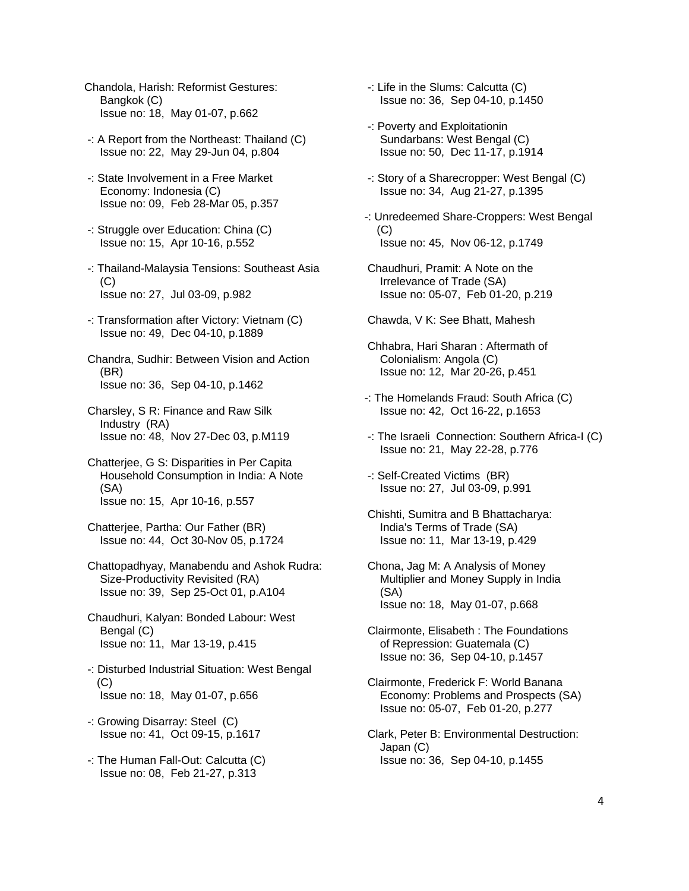Chandola, Harish: Reformist Gestures: Bangkok (C)
Issue no: 18, May 01-07, p.662

-: A Report from the Northeast: Thailand (C)
Issue no: 22, May 29-Jun 04, p.804

-: State Involvement in a Free Market Economy: Indonesia (C)
Issue no: 09, Feb 28-Mar 05, p.357

-: Struggle over Education: China (C)
Issue no: 15, Apr 10-16, p.552

-: Thailand-Malaysia Tensions: Southeast Asia (C)
Issue no: 27, Jul 03-09, p.982

-: Transformation after Victory: Vietnam (C)
Issue no: 49, Dec 04-10, p.1889

Chandra, Sudhir: Between Vision and Action (BR)
Issue no: 36, Sep 04-10, p.1462

Charsley, S R: Finance and Raw Silk Industry (RA)
Issue no: 48, Nov 27-Dec 03, p.M119

Chatterjee, G S: Disparities in Per Capita Household Consumption in India: A Note (SA)
Issue no: 15, Apr 10-16, p.557

Chatterjee, Partha: Our Father (BR)
Issue no: 44, Oct 30-Nov 05, p.1724

Chattopadhyay, Manabendu and Ashok Rudra: Size-Productivity Revisited (RA)
Issue no: 39, Sep 25-Oct 01, p.A104

Chaudhuri, Kalyan: Bonded Labour: West Bengal (C)
Issue no: 11, Mar 13-19, p.415

-: Disturbed Industrial Situation: West Bengal (C)
Issue no: 18, May 01-07, p.656

-: Growing Disarray: Steel (C)
Issue no: 41, Oct 09-15, p.1617

-: The Human Fall-Out: Calcutta (C)
Issue no: 08, Feb 21-27, p.313

-: Life in the Slums: Calcutta (C)
Issue no: 36, Sep 04-10, p.1450

-: Poverty and Exploitationin Sundarbans: West Bengal (C)
Issue no: 50, Dec 11-17, p.1914

-: Story of a Sharecropper: West Bengal (C)
Issue no: 34, Aug 21-27, p.1395

-: Unredeemed Share-Croppers: West Bengal (C)
Issue no: 45, Nov 06-12, p.1749

Chaudhuri, Pramit: A Note on the Irrelevance of Trade (SA)
Issue no: 05-07, Feb 01-20, p.219

Chawda, V K: See Bhatt, Mahesh

Chhabra, Hari Sharan : Aftermath of Colonialism: Angola (C)
Issue no: 12, Mar 20-26, p.451

-: The Homelands Fraud: South Africa (C)
Issue no: 42, Oct 16-22, p.1653

-: The Israeli Connection: Southern Africa-I (C)
Issue no: 21, May 22-28, p.776

-: Self-Created Victims (BR)
Issue no: 27, Jul 03-09, p.991

Chishti, Sumitra and B Bhattacharya: India's Terms of Trade (SA)
Issue no: 11, Mar 13-19, p.429

Chona, Jag M: A Analysis of Money Multiplier and Money Supply in India (SA)
Issue no: 18, May 01-07, p.668

Clairmonte, Elisabeth : The Foundations of Repression: Guatemala (C)
Issue no: 36, Sep 04-10, p.1457

Clairmonte, Frederick F: World Banana Economy: Problems and Prospects (SA)
Issue no: 05-07, Feb 01-20, p.277

Clark, Peter B: Environmental Destruction: Japan (C)
Issue no: 36, Sep 04-10, p.1455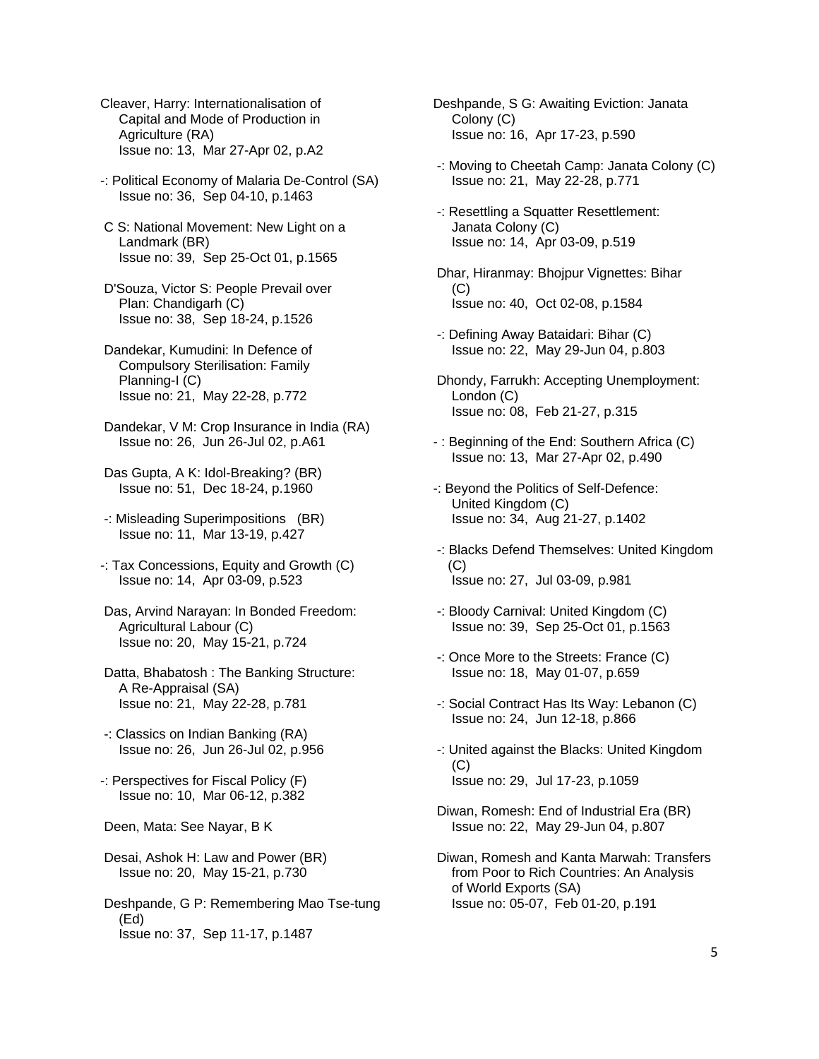Cleaver, Harry: Internationalisation of Capital and Mode of Production in Agriculture (RA)
Issue no: 13, Mar 27-Apr 02, p.A2

-: Political Economy of Malaria De-Control (SA)
Issue no: 36, Sep 04-10, p.1463

C S: National Movement: New Light on a Landmark (BR)
Issue no: 39, Sep 25-Oct 01, p.1565

D'Souza, Victor S: People Prevail over Plan: Chandigarh (C)
Issue no: 38, Sep 18-24, p.1526

Dandekar, Kumudini: In Defence of Compulsory Sterilisation: Family Planning-I (C)
Issue no: 21, May 22-28, p.772

Dandekar, V M: Crop Insurance in India (RA)
Issue no: 26, Jun 26-Jul 02, p.A61

Das Gupta, A K: Idol-Breaking? (BR)
Issue no: 51, Dec 18-24, p.1960

-: Misleading Superimpositions (BR)
Issue no: 11, Mar 13-19, p.427

-: Tax Concessions, Equity and Growth (C)
Issue no: 14, Apr 03-09, p.523

Das, Arvind Narayan: In Bonded Freedom: Agricultural Labour (C)
Issue no: 20, May 15-21, p.724

Datta, Bhabatosh : The Banking Structure: A Re-Appraisal (SA)
Issue no: 21, May 22-28, p.781

-: Classics on Indian Banking (RA)
Issue no: 26, Jun 26-Jul 02, p.956

-: Perspectives for Fiscal Policy (F)
Issue no: 10, Mar 06-12, p.382

Deen, Mata: See Nayar, B K

Desai, Ashok H: Law and Power (BR)
Issue no: 20, May 15-21, p.730

Deshpande, G P: Remembering Mao Tse-tung (Ed)
Issue no: 37, Sep 11-17, p.1487

Deshpande, S G: Awaiting Eviction: Janata Colony (C)
Issue no: 16, Apr 17-23, p.590

-: Moving to Cheetah Camp: Janata Colony (C)
Issue no: 21, May 22-28, p.771

-: Resettling a Squatter Resettlement: Janata Colony (C)
Issue no: 14, Apr 03-09, p.519

Dhar, Hiranmay: Bhojpur Vignettes: Bihar (C)
Issue no: 40, Oct 02-08, p.1584

-: Defining Away Bataidari: Bihar (C)
Issue no: 22, May 29-Jun 04, p.803

Dhondy, Farrukh: Accepting Unemployment: London (C)
Issue no: 08, Feb 21-27, p.315

- : Beginning of the End: Southern Africa (C)
Issue no: 13, Mar 27-Apr 02, p.490

-: Beyond the Politics of Self-Defence: United Kingdom (C)
Issue no: 34, Aug 21-27, p.1402

-: Blacks Defend Themselves: United Kingdom (C)
Issue no: 27, Jul 03-09, p.981

-: Bloody Carnival: United Kingdom (C)
Issue no: 39, Sep 25-Oct 01, p.1563

-: Once More to the Streets: France (C)
Issue no: 18, May 01-07, p.659

-: Social Contract Has Its Way: Lebanon (C)
Issue no: 24, Jun 12-18, p.866

-: United against the Blacks: United Kingdom (C)
Issue no: 29, Jul 17-23, p.1059

Diwan, Romesh: End of Industrial Era (BR)
Issue no: 22, May 29-Jun 04, p.807

Diwan, Romesh and Kanta Marwah: Transfers from Poor to Rich Countries: An Analysis of World Exports (SA)
Issue no: 05-07, Feb 01-20, p.191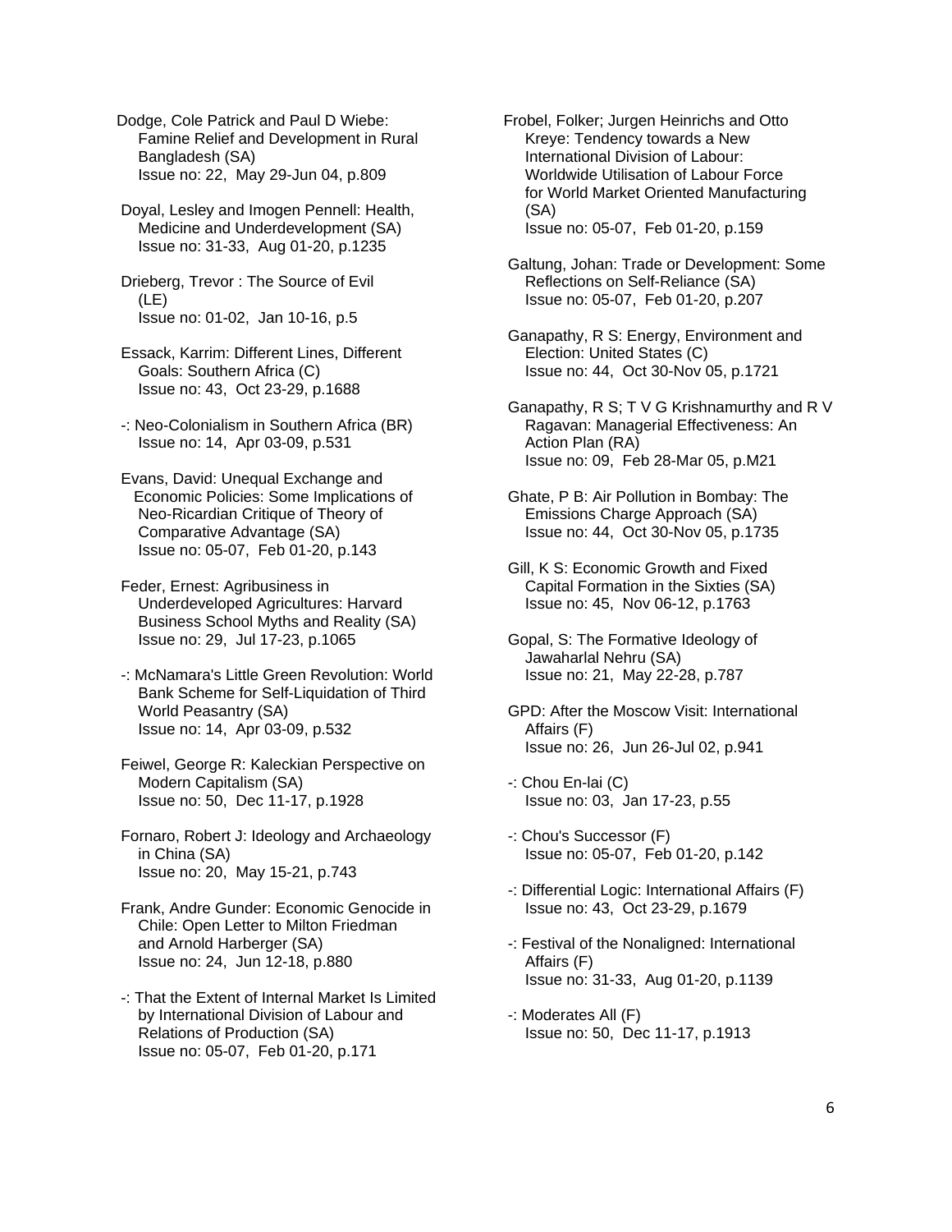Dodge, Cole Patrick and Paul D Wiebe: Famine Relief and Development in Rural Bangladesh (SA)
Issue no: 22, May 29-Jun 04, p.809

Doyal, Lesley and Imogen Pennell: Health, Medicine and Underdevelopment (SA)
Issue no: 31-33, Aug 01-20, p.1235

Drieberg, Trevor : The Source of Evil (LE)
Issue no: 01-02, Jan 10-16, p.5

Essack, Karrim: Different Lines, Different Goals: Southern Africa (C)
Issue no: 43, Oct 23-29, p.1688

-: Neo-Colonialism in Southern Africa (BR)
Issue no: 14, Apr 03-09, p.531

Evans, David: Unequal Exchange and Economic Policies: Some Implications of Neo-Ricardian Critique of Theory of Comparative Advantage (SA)
Issue no: 05-07, Feb 01-20, p.143

Feder, Ernest: Agribusiness in Underdeveloped Agricultures: Harvard Business School Myths and Reality (SA)
Issue no: 29, Jul 17-23, p.1065

-: McNamara's Little Green Revolution: World Bank Scheme for Self-Liquidation of Third World Peasantry (SA)
Issue no: 14, Apr 03-09, p.532

Feiwel, George R: Kaleckian Perspective on Modern Capitalism (SA)
Issue no: 50, Dec 11-17, p.1928

Fornaro, Robert J: Ideology and Archaeology in China (SA)
Issue no: 20, May 15-21, p.743

Frank, Andre Gunder: Economic Genocide in Chile: Open Letter to Milton Friedman and Arnold Harberger (SA)
Issue no: 24, Jun 12-18, p.880

-: That the Extent of Internal Market Is Limited by International Division of Labour and Relations of Production (SA)
Issue no: 05-07, Feb 01-20, p.171

Frobel, Folker; Jurgen Heinrichs and Otto Kreye: Tendency towards a New International Division of Labour: Worldwide Utilisation of Labour Force for World Market Oriented Manufacturing (SA)
Issue no: 05-07, Feb 01-20, p.159

Galtung, Johan: Trade or Development: Some Reflections on Self-Reliance (SA)
Issue no: 05-07, Feb 01-20, p.207

Ganapathy, R S: Energy, Environment and Election: United States (C)
Issue no: 44, Oct 30-Nov 05, p.1721

Ganapathy, R S; T V G Krishnamurthy and R V Ragavan: Managerial Effectiveness: An Action Plan (RA)
Issue no: 09, Feb 28-Mar 05, p.M21

Ghate, P B: Air Pollution in Bombay: The Emissions Charge Approach (SA)
Issue no: 44, Oct 30-Nov 05, p.1735

Gill, K S: Economic Growth and Fixed Capital Formation in the Sixties (SA)
Issue no: 45, Nov 06-12, p.1763

Gopal, S: The Formative Ideology of Jawaharlal Nehru (SA)
Issue no: 21, May 22-28, p.787

GPD: After the Moscow Visit: International Affairs (F)
Issue no: 26, Jun 26-Jul 02, p.941

-: Chou En-lai (C)
Issue no: 03, Jan 17-23, p.55

-: Chou's Successor (F)
Issue no: 05-07, Feb 01-20, p.142

-: Differential Logic: International Affairs (F)
Issue no: 43, Oct 23-29, p.1679

-: Festival of the Nonaligned: International Affairs (F)
Issue no: 31-33, Aug 01-20, p.1139

-: Moderates All (F)
Issue no: 50, Dec 11-17, p.1913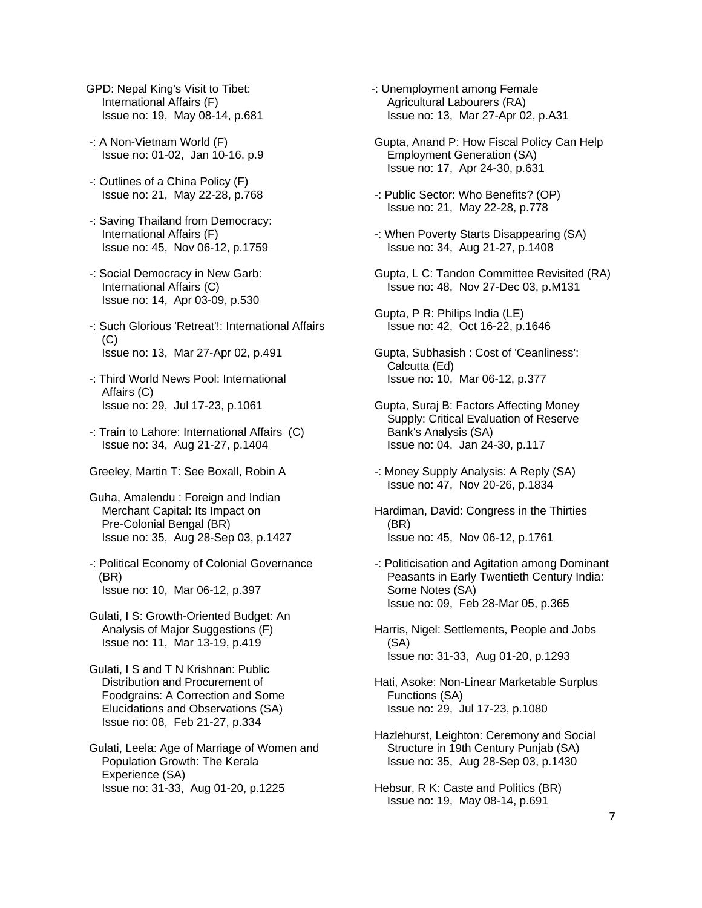GPD: Nepal King's Visit to Tibet: International Affairs (F)
Issue no: 19, May 08-14, p.681

-: A Non-Vietnam World (F)
Issue no: 01-02, Jan 10-16, p.9

-: Outlines of a China Policy (F)
Issue no: 21, May 22-28, p.768

-: Saving Thailand from Democracy: International Affairs (F)
Issue no: 45, Nov 06-12, p.1759

-: Social Democracy in New Garb: International Affairs (C)
Issue no: 14, Apr 03-09, p.530

-: Such Glorious 'Retreat'!: International Affairs (C)
Issue no: 13, Mar 27-Apr 02, p.491

-: Third World News Pool: International Affairs (C)
Issue no: 29, Jul 17-23, p.1061

-: Train to Lahore: International Affairs (C)
Issue no: 34, Aug 21-27, p.1404

Greeley, Martin T: See Boxall, Robin A

Guha, Amalendu : Foreign and Indian Merchant Capital: Its Impact on Pre-Colonial Bengal (BR)
Issue no: 35, Aug 28-Sep 03, p.1427

-: Political Economy of Colonial Governance (BR)
Issue no: 10, Mar 06-12, p.397

Gulati, I S: Growth-Oriented Budget: An Analysis of Major Suggestions (F)
Issue no: 11, Mar 13-19, p.419

Gulati, I S and T N Krishnan: Public Distribution and Procurement of Foodgrains: A Correction and Some Elucidations and Observations (SA)
Issue no: 08, Feb 21-27, p.334

Gulati, Leela: Age of Marriage of Women and Population Growth: The Kerala Experience (SA)
Issue no: 31-33, Aug 01-20, p.1225

-: Unemployment among Female Agricultural Labourers (RA)
Issue no: 13, Mar 27-Apr 02, p.A31

Gupta, Anand P: How Fiscal Policy Can Help Employment Generation (SA)
Issue no: 17, Apr 24-30, p.631

-: Public Sector: Who Benefits? (OP)
Issue no: 21, May 22-28, p.778

-: When Poverty Starts Disappearing (SA)
Issue no: 34, Aug 21-27, p.1408

Gupta, L C: Tandon Committee Revisited (RA)
Issue no: 48, Nov 27-Dec 03, p.M131

Gupta, P R: Philips India (LE)
Issue no: 42, Oct 16-22, p.1646

Gupta, Subhasish : Cost of 'Ceanliness': Calcutta (Ed)
Issue no: 10, Mar 06-12, p.377

Gupta, Suraj B: Factors Affecting Money Supply: Critical Evaluation of Reserve Bank's Analysis (SA)
Issue no: 04, Jan 24-30, p.117

-: Money Supply Analysis: A Reply (SA)
Issue no: 47, Nov 20-26, p.1834

Hardiman, David: Congress in the Thirties (BR)
Issue no: 45, Nov 06-12, p.1761

-: Politicisation and Agitation among Dominant Peasants in Early Twentieth Century India: Some Notes (SA)
Issue no: 09, Feb 28-Mar 05, p.365

Harris, Nigel: Settlements, People and Jobs (SA)
Issue no: 31-33, Aug 01-20, p.1293

Hati, Asoke: Non-Linear Marketable Surplus Functions (SA)
Issue no: 29, Jul 17-23, p.1080

Hazlehurst, Leighton: Ceremony and Social Structure in 19th Century Punjab (SA)
Issue no: 35, Aug 28-Sep 03, p.1430

Hebsur, R K: Caste and Politics (BR)
Issue no: 19, May 08-14, p.691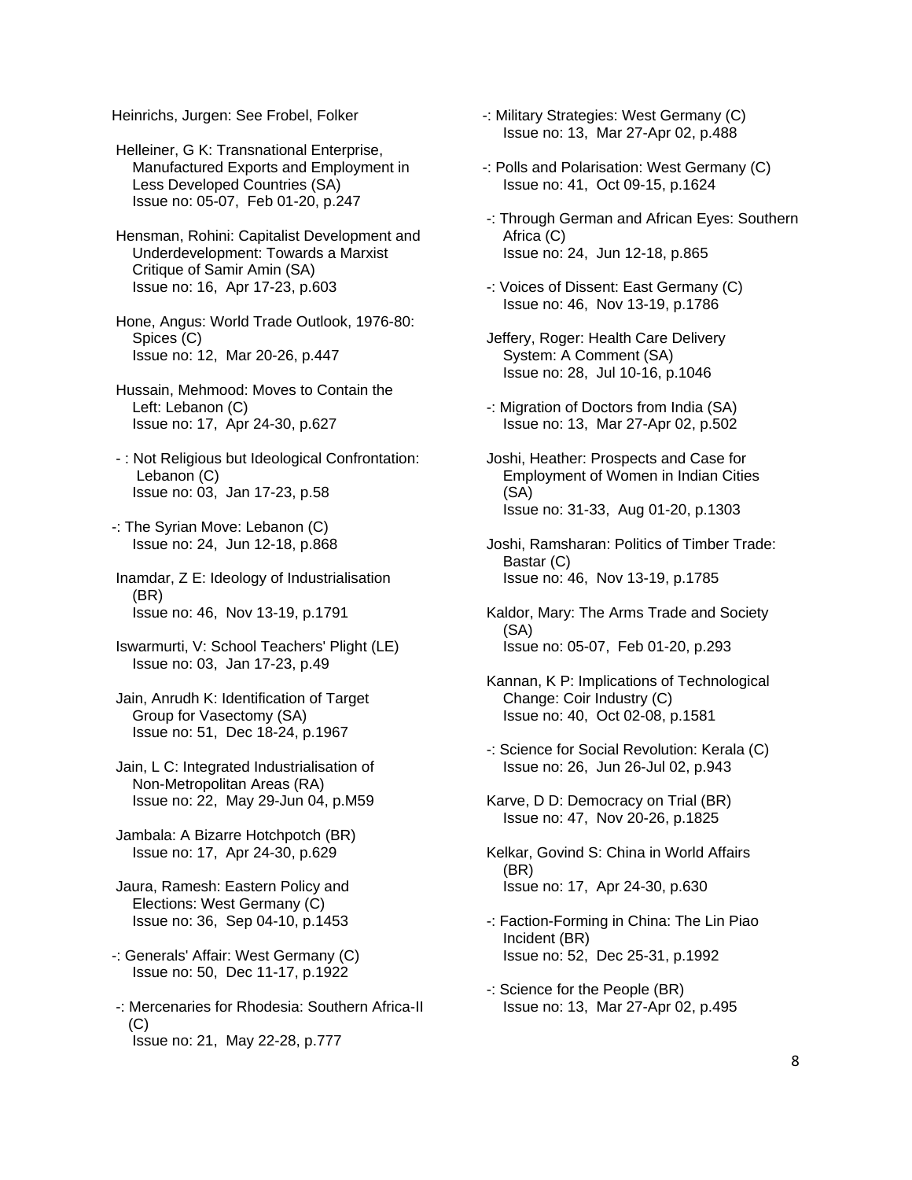Heinrichs, Jurgen: See Frobel, Folker

Helleiner, G K: Transnational Enterprise, Manufactured Exports and Employment in Less Developed Countries (SA)
Issue no: 05-07, Feb 01-20, p.247

Hensman, Rohini: Capitalist Development and Underdevelopment: Towards a Marxist Critique of Samir Amin (SA)
Issue no: 16, Apr 17-23, p.603

Hone, Angus: World Trade Outlook, 1976-80: Spices (C)
Issue no: 12, Mar 20-26, p.447

Hussain, Mehmood: Moves to Contain the Left: Lebanon (C)
Issue no: 17, Apr 24-30, p.627

- : Not Religious but Ideological Confrontation: Lebanon (C)
Issue no: 03, Jan 17-23, p.58

-: The Syrian Move: Lebanon (C)
Issue no: 24, Jun 12-18, p.868

Inamdar, Z E: Ideology of Industrialisation (BR)
Issue no: 46, Nov 13-19, p.1791

Iswarmurti, V: School Teachers' Plight (LE)
Issue no: 03, Jan 17-23, p.49

Jain, Anrudh K: Identification of Target Group for Vasectomy (SA)
Issue no: 51, Dec 18-24, p.1967

Jain, L C: Integrated Industrialisation of Non-Metropolitan Areas (RA)
Issue no: 22, May 29-Jun 04, p.M59

Jambala: A Bizarre Hotchpotch (BR)
Issue no: 17, Apr 24-30, p.629

Jaura, Ramesh: Eastern Policy and Elections: West Germany (C)
Issue no: 36, Sep 04-10, p.1453

-: Generals' Affair: West Germany (C)
Issue no: 50, Dec 11-17, p.1922

-: Mercenaries for Rhodesia: Southern Africa-II (C)
Issue no: 21, May 22-28, p.777

-: Military Strategies: West Germany (C)
Issue no: 13, Mar 27-Apr 02, p.488

-: Polls and Polarisation: West Germany (C)
Issue no: 41, Oct 09-15, p.1624

-: Through German and African Eyes: Southern Africa (C)
Issue no: 24, Jun 12-18, p.865

-: Voices of Dissent: East Germany (C)
Issue no: 46, Nov 13-19, p.1786

Jeffery, Roger: Health Care Delivery System: A Comment (SA)
Issue no: 28, Jul 10-16, p.1046

-: Migration of Doctors from India (SA)
Issue no: 13, Mar 27-Apr 02, p.502

Joshi, Heather: Prospects and Case for Employment of Women in Indian Cities (SA)
Issue no: 31-33, Aug 01-20, p.1303

Joshi, Ramsharan: Politics of Timber Trade: Bastar (C)
Issue no: 46, Nov 13-19, p.1785

Kaldor, Mary: The Arms Trade and Society (SA)
Issue no: 05-07, Feb 01-20, p.293

Kannan, K P: Implications of Technological Change: Coir Industry (C)
Issue no: 40, Oct 02-08, p.1581

-: Science for Social Revolution: Kerala (C)
Issue no: 26, Jun 26-Jul 02, p.943

Karve, D D: Democracy on Trial (BR)
Issue no: 47, Nov 20-26, p.1825

Kelkar, Govind S: China in World Affairs (BR)
Issue no: 17, Apr 24-30, p.630

-: Faction-Forming in China: The Lin Piao Incident (BR)
Issue no: 52, Dec 25-31, p.1992

-: Science for the People (BR)
Issue no: 13, Mar 27-Apr 02, p.495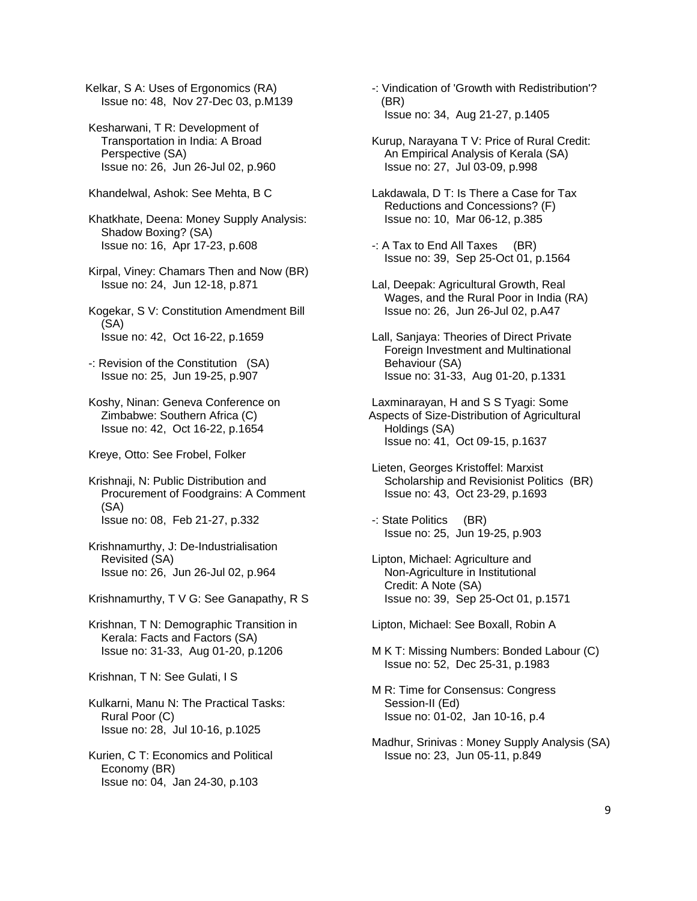Kelkar, S A: Uses of Ergonomics (RA)
Issue no: 48, Nov 27-Dec 03, p.M139

Kesharwani, T R: Development of Transportation in India: A Broad Perspective (SA)
Issue no: 26, Jun 26-Jul 02, p.960

Khandelwal, Ashok: See Mehta, B C

Khatkhate, Deena: Money Supply Analysis: Shadow Boxing? (SA)
Issue no: 16, Apr 17-23, p.608

Kirpal, Viney: Chamars Then and Now (BR)
Issue no: 24, Jun 12-18, p.871

Kogekar, S V: Constitution Amendment Bill (SA)
Issue no: 42, Oct 16-22, p.1659

-: Revision of the Constitution (SA)
Issue no: 25, Jun 19-25, p.907

Koshy, Ninan: Geneva Conference on Zimbabwe: Southern Africa (C)
Issue no: 42, Oct 16-22, p.1654

Kreye, Otto: See Frobel, Folker

Krishnaji, N: Public Distribution and Procurement of Foodgrains: A Comment (SA)
Issue no: 08, Feb 21-27, p.332

Krishnamurthy, J: De-Industrialisation Revisited (SA)
Issue no: 26, Jun 26-Jul 02, p.964

Krishnamurthy, T V G: See Ganapathy, R S

Krishnan, T N: Demographic Transition in Kerala: Facts and Factors (SA)
Issue no: 31-33, Aug 01-20, p.1206

Krishnan, T N: See Gulati, I S

Kulkarni, Manu N: The Practical Tasks: Rural Poor (C)
Issue no: 28, Jul 10-16, p.1025

Kurien, C T: Economics and Political Economy (BR)
Issue no: 04, Jan 24-30, p.103

-: Vindication of 'Growth with Redistribution'? (BR)
Issue no: 34, Aug 21-27, p.1405

Kurup, Narayana T V: Price of Rural Credit: An Empirical Analysis of Kerala (SA)
Issue no: 27, Jul 03-09, p.998

Lakdawala, D T: Is There a Case for Tax Reductions and Concessions? (F)
Issue no: 10, Mar 06-12, p.385

-: A Tax to End All Taxes (BR)
Issue no: 39, Sep 25-Oct 01, p.1564

Lal, Deepak: Agricultural Growth, Real Wages, and the Rural Poor in India (RA)
Issue no: 26, Jun 26-Jul 02, p.A47

Lall, Sanjaya: Theories of Direct Private Foreign Investment and Multinational Behaviour (SA)
Issue no: 31-33, Aug 01-20, p.1331

Laxminarayan, H and S S Tyagi: Some Aspects of Size-Distribution of Agricultural Holdings (SA)
Issue no: 41, Oct 09-15, p.1637

Lieten, Georges Kristoffel: Marxist Scholarship and Revisionist Politics (BR)
Issue no: 43, Oct 23-29, p.1693

-: State Politics (BR)
Issue no: 25, Jun 19-25, p.903

Lipton, Michael: Agriculture and Non-Agriculture in Institutional Credit: A Note (SA)
Issue no: 39, Sep 25-Oct 01, p.1571

Lipton, Michael: See Boxall, Robin A

M K T: Missing Numbers: Bonded Labour (C)
Issue no: 52, Dec 25-31, p.1983

M R: Time for Consensus: Congress Session-II (Ed)
Issue no: 01-02, Jan 10-16, p.4

Madhur, Srinivas : Money Supply Analysis (SA)
Issue no: 23, Jun 05-11, p.849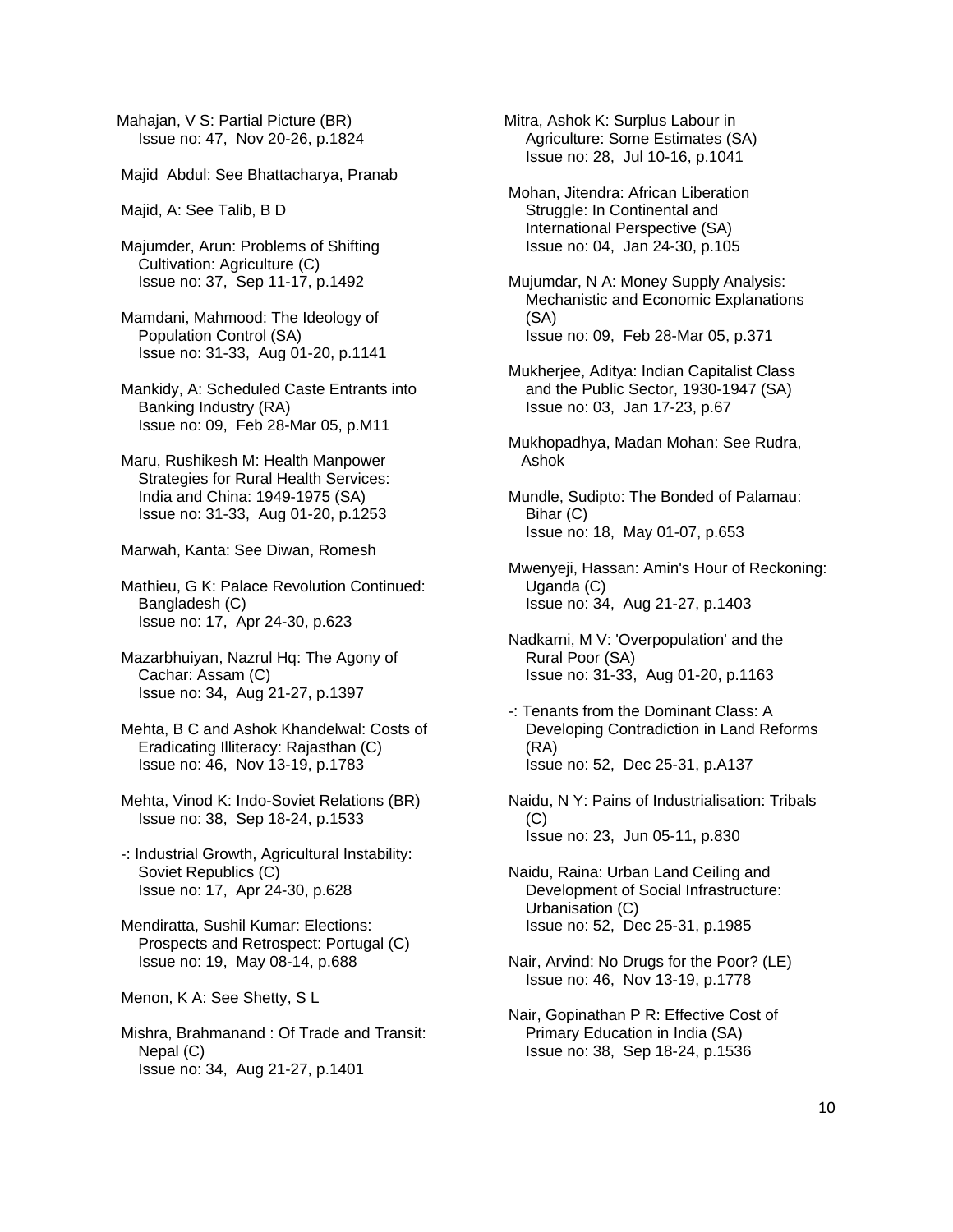Mahajan, V S: Partial Picture (BR)
Issue no: 47, Nov 20-26, p.1824

Majid Abdul: See Bhattacharya, Pranab

Majid, A: See Talib, B D

Majumder, Arun: Problems of Shifting Cultivation: Agriculture (C)
Issue no: 37, Sep 11-17, p.1492

Mamdani, Mahmood: The Ideology of Population Control (SA)
Issue no: 31-33, Aug 01-20, p.1141

Mankidy, A: Scheduled Caste Entrants into Banking Industry (RA)
Issue no: 09, Feb 28-Mar 05, p.M11

Maru, Rushikesh M: Health Manpower Strategies for Rural Health Services: India and China: 1949-1975 (SA)
Issue no: 31-33, Aug 01-20, p.1253

Marwah, Kanta: See Diwan, Romesh

Mathieu, G K: Palace Revolution Continued: Bangladesh (C)
Issue no: 17, Apr 24-30, p.623

Mazarbhuiyan, Nazrul Hq: The Agony of Cachar: Assam (C)
Issue no: 34, Aug 21-27, p.1397

Mehta, B C and Ashok Khandelwal: Costs of Eradicating Illiteracy: Rajasthan (C)
Issue no: 46, Nov 13-19, p.1783

Mehta, Vinod K: Indo-Soviet Relations (BR)
Issue no: 38, Sep 18-24, p.1533

-: Industrial Growth, Agricultural Instability: Soviet Republics (C)
Issue no: 17, Apr 24-30, p.628

Mendiratta, Sushil Kumar: Elections: Prospects and Retrospect: Portugal (C)
Issue no: 19, May 08-14, p.688

Menon, K A: See Shetty, S L

Mishra, Brahmanand : Of Trade and Transit: Nepal (C)
Issue no: 34, Aug 21-27, p.1401

Mitra, Ashok K: Surplus Labour in Agriculture: Some Estimates (SA)
Issue no: 28, Jul 10-16, p.1041

Mohan, Jitendra: African Liberation Struggle: In Continental and International Perspective (SA)
Issue no: 04, Jan 24-30, p.105

Mujumdar, N A: Money Supply Analysis: Mechanistic and Economic Explanations (SA)
Issue no: 09, Feb 28-Mar 05, p.371

Mukherjee, Aditya: Indian Capitalist Class and the Public Sector, 1930-1947 (SA)
Issue no: 03, Jan 17-23, p.67

Mukhopadhya, Madan Mohan: See Rudra, Ashok

Mundle, Sudipto: The Bonded of Palamau: Bihar (C)
Issue no: 18, May 01-07, p.653

Mwenyeji, Hassan: Amin's Hour of Reckoning: Uganda (C)
Issue no: 34, Aug 21-27, p.1403

Nadkarni, M V: 'Overpopulation' and the Rural Poor (SA)
Issue no: 31-33, Aug 01-20, p.1163

-: Tenants from the Dominant Class: A Developing Contradiction in Land Reforms (RA)
Issue no: 52, Dec 25-31, p.A137

Naidu, N Y: Pains of Industrialisation: Tribals (C)
Issue no: 23, Jun 05-11, p.830

Naidu, Raina: Urban Land Ceiling and Development of Social Infrastructure: Urbanisation (C)
Issue no: 52, Dec 25-31, p.1985

Nair, Arvind: No Drugs for the Poor? (LE)
Issue no: 46, Nov 13-19, p.1778

Nair, Gopinathan P R: Effective Cost of Primary Education in India (SA)
Issue no: 38, Sep 18-24, p.1536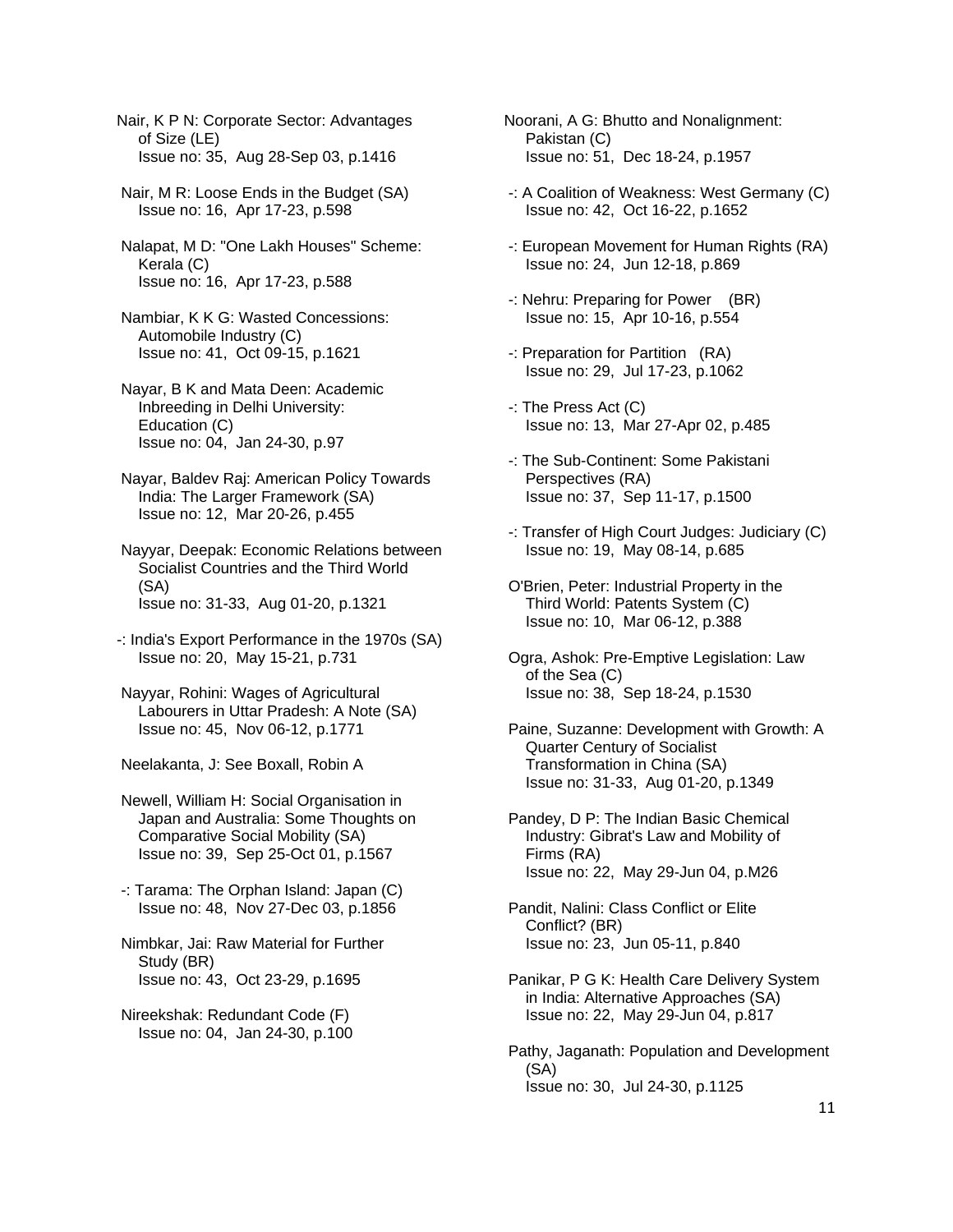Nair, K P N: Corporate Sector: Advantages of Size (LE)
Issue no: 35, Aug 28-Sep 03, p.1416

Nair, M R: Loose Ends in the Budget (SA)
Issue no: 16, Apr 17-23, p.598

Nalapat, M D: "One Lakh Houses" Scheme: Kerala (C)
Issue no: 16, Apr 17-23, p.588

Nambiar, K K G: Wasted Concessions: Automobile Industry (C)
Issue no: 41, Oct 09-15, p.1621

Nayar, B K and Mata Deen: Academic Inbreeding in Delhi University: Education (C)
Issue no: 04, Jan 24-30, p.97

Nayar, Baldev Raj: American Policy Towards India: The Larger Framework (SA)
Issue no: 12, Mar 20-26, p.455

Nayyar, Deepak: Economic Relations between Socialist Countries and the Third World (SA)
Issue no: 31-33, Aug 01-20, p.1321

-: India's Export Performance in the 1970s (SA)
Issue no: 20, May 15-21, p.731

Nayyar, Rohini: Wages of Agricultural Labourers in Uttar Pradesh: A Note (SA)
Issue no: 45, Nov 06-12, p.1771

Neelakanta, J: See Boxall, Robin A

Newell, William H: Social Organisation in Japan and Australia: Some Thoughts on Comparative Social Mobility (SA)
Issue no: 39, Sep 25-Oct 01, p.1567

-: Tarama: The Orphan Island: Japan (C)
Issue no: 48, Nov 27-Dec 03, p.1856

Nimbkar, Jai: Raw Material for Further Study (BR)
Issue no: 43, Oct 23-29, p.1695

Nireekshak: Redundant Code (F)
Issue no: 04, Jan 24-30, p.100

Noorani, A G: Bhutto and Nonalignment: Pakistan (C)
Issue no: 51, Dec 18-24, p.1957

-: A Coalition of Weakness: West Germany (C)
Issue no: 42, Oct 16-22, p.1652

-: European Movement for Human Rights (RA)
Issue no: 24, Jun 12-18, p.869

-: Nehru: Preparing for Power (BR)
Issue no: 15, Apr 10-16, p.554

-: Preparation for Partition (RA)
Issue no: 29, Jul 17-23, p.1062

-: The Press Act (C)
Issue no: 13, Mar 27-Apr 02, p.485

-: The Sub-Continent: Some Pakistani Perspectives (RA)
Issue no: 37, Sep 11-17, p.1500

-: Transfer of High Court Judges: Judiciary (C)
Issue no: 19, May 08-14, p.685

O'Brien, Peter: Industrial Property in the Third World: Patents System (C)
Issue no: 10, Mar 06-12, p.388

Ogra, Ashok: Pre-Emptive Legislation: Law of the Sea (C)
Issue no: 38, Sep 18-24, p.1530

Paine, Suzanne: Development with Growth: A Quarter Century of Socialist Transformation in China (SA)
Issue no: 31-33, Aug 01-20, p.1349

Pandey, D P: The Indian Basic Chemical Industry: Gibrat's Law and Mobility of Firms (RA)
Issue no: 22, May 29-Jun 04, p.M26

Pandit, Nalini: Class Conflict or Elite Conflict? (BR)
Issue no: 23, Jun 05-11, p.840

Panikar, P G K: Health Care Delivery System in India: Alternative Approaches (SA)
Issue no: 22, May 29-Jun 04, p.817

Pathy, Jaganath: Population and Development (SA)
Issue no: 30, Jul 24-30, p.1125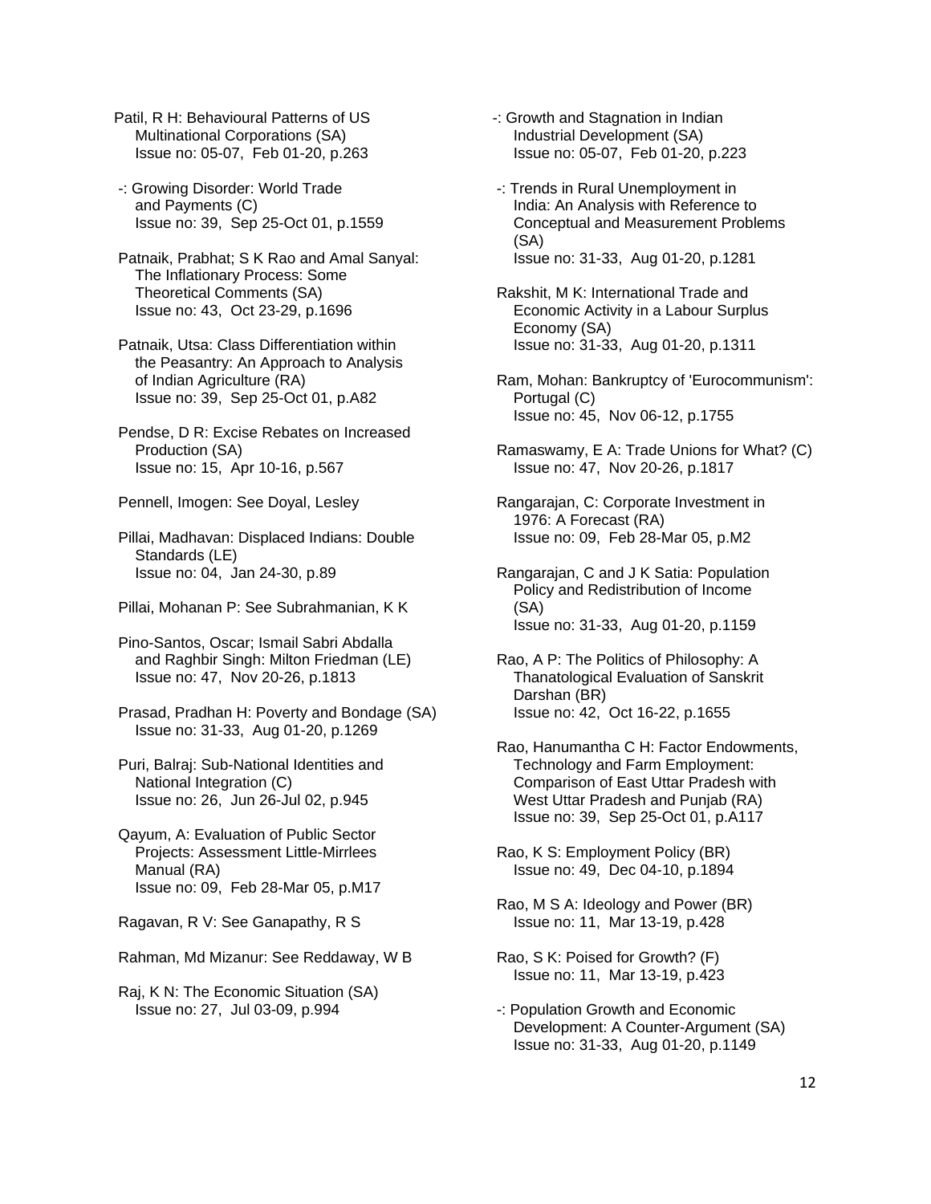Patil, R H: Behavioural Patterns of US Multinational Corporations (SA)
Issue no: 05-07, Feb 01-20, p.263

-: Growing Disorder: World Trade and Payments (C)
Issue no: 39, Sep 25-Oct 01, p.1559

Patnaik, Prabhat; S K Rao and Amal Sanyal: The Inflationary Process: Some Theoretical Comments (SA)
Issue no: 43, Oct 23-29, p.1696

Patnaik, Utsa: Class Differentiation within the Peasantry: An Approach to Analysis of Indian Agriculture (RA)
Issue no: 39, Sep 25-Oct 01, p.A82

Pendse, D R: Excise Rebates on Increased Production (SA)
Issue no: 15, Apr 10-16, p.567

Pennell, Imogen: See Doyal, Lesley

Pillai, Madhavan: Displaced Indians: Double Standards (LE)
Issue no: 04, Jan 24-30, p.89

Pillai, Mohanan P: See Subrahmanian, K K

Pino-Santos, Oscar; Ismail Sabri Abdalla and Raghbir Singh: Milton Friedman (LE)
Issue no: 47, Nov 20-26, p.1813

Prasad, Pradhan H: Poverty and Bondage (SA)
Issue no: 31-33, Aug 01-20, p.1269

Puri, Balraj: Sub-National Identities and National Integration (C)
Issue no: 26, Jun 26-Jul 02, p.945

Qayum, A: Evaluation of Public Sector Projects: Assessment Little-Mirrlees Manual (RA)
Issue no: 09, Feb 28-Mar 05, p.M17

Ragavan, R V: See Ganapathy, R S

Rahman, Md Mizanur: See Reddaway, W B

Raj, K N: The Economic Situation (SA)
Issue no: 27, Jul 03-09, p.994

-: Growth and Stagnation in Indian Industrial Development (SA)
Issue no: 05-07, Feb 01-20, p.223

-: Trends in Rural Unemployment in India: An Analysis with Reference to Conceptual and Measurement Problems (SA)
Issue no: 31-33, Aug 01-20, p.1281

Rakshit, M K: International Trade and Economic Activity in a Labour Surplus Economy (SA)
Issue no: 31-33, Aug 01-20, p.1311

Ram, Mohan: Bankruptcy of 'Eurocommunism': Portugal (C)
Issue no: 45, Nov 06-12, p.1755

Ramaswamy, E A: Trade Unions for What? (C)
Issue no: 47, Nov 20-26, p.1817

Rangarajan, C: Corporate Investment in 1976: A Forecast (RA)
Issue no: 09, Feb 28-Mar 05, p.M2

Rangarajan, C and J K Satia: Population Policy and Redistribution of Income (SA)
Issue no: 31-33, Aug 01-20, p.1159

Rao, A P: The Politics of Philosophy: A Thanatological Evaluation of Sanskrit Darshan (BR)
Issue no: 42, Oct 16-22, p.1655

Rao, Hanumantha C H: Factor Endowments, Technology and Farm Employment: Comparison of East Uttar Pradesh with West Uttar Pradesh and Punjab (RA)
Issue no: 39, Sep 25-Oct 01, p.A117

Rao, K S: Employment Policy (BR)
Issue no: 49, Dec 04-10, p.1894

Rao, M S A: Ideology and Power (BR)
Issue no: 11, Mar 13-19, p.428

Rao, S K: Poised for Growth? (F)
Issue no: 11, Mar 13-19, p.423

-: Population Growth and Economic Development: A Counter-Argument (SA)
Issue no: 31-33, Aug 01-20, p.1149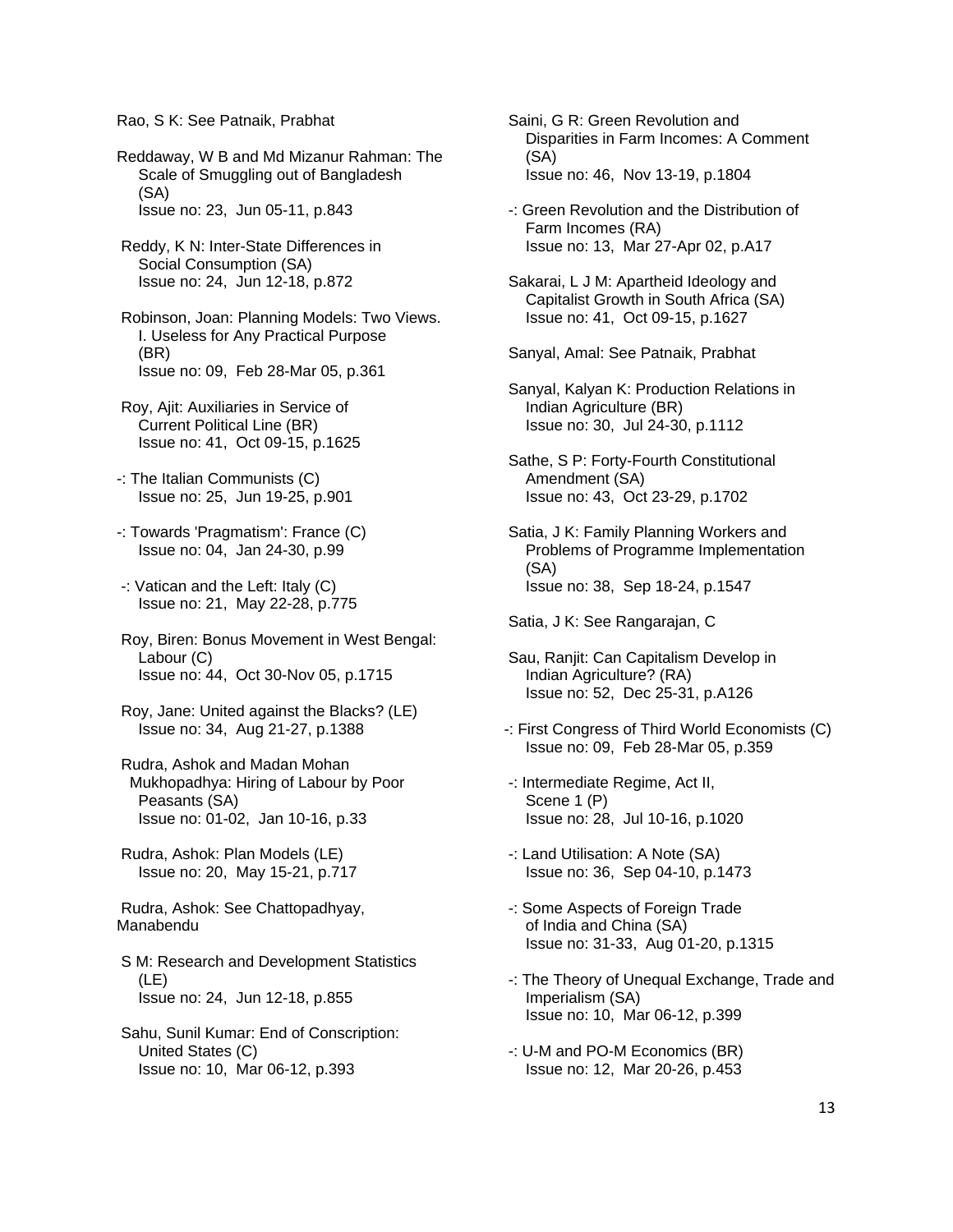Rao, S K: See Patnaik, Prabhat

Reddaway, W B and Md Mizanur Rahman: The Scale of Smuggling out of Bangladesh (SA)
Issue no: 23, Jun 05-11, p.843

Reddy, K N: Inter-State Differences in Social Consumption (SA)
Issue no: 24, Jun 12-18, p.872

Robinson, Joan: Planning Models: Two Views. I. Useless for Any Practical Purpose (BR)
Issue no: 09, Feb 28-Mar 05, p.361

Roy, Ajit: Auxiliaries in Service of Current Political Line (BR)
Issue no: 41, Oct 09-15, p.1625

-: The Italian Communists (C)
Issue no: 25, Jun 19-25, p.901

-: Towards 'Pragmatism': France (C)
Issue no: 04, Jan 24-30, p.99

-: Vatican and the Left: Italy (C)
Issue no: 21, May 22-28, p.775

Roy, Biren: Bonus Movement in West Bengal: Labour (C)
Issue no: 44, Oct 30-Nov 05, p.1715

Roy, Jane: United against the Blacks? (LE)
Issue no: 34, Aug 21-27, p.1388

Rudra, Ashok and Madan Mohan Mukhopadhya: Hiring of Labour by Poor Peasants (SA)
Issue no: 01-02, Jan 10-16, p.33

Rudra, Ashok: Plan Models (LE)
Issue no: 20, May 15-21, p.717

Rudra, Ashok: See Chattopadhyay, Manabendu

S M: Research and Development Statistics (LE)
Issue no: 24, Jun 12-18, p.855

Sahu, Sunil Kumar: End of Conscription: United States (C)
Issue no: 10, Mar 06-12, p.393

Saini, G R: Green Revolution and Disparities in Farm Incomes: A Comment (SA)
Issue no: 46, Nov 13-19, p.1804

-: Green Revolution and the Distribution of Farm Incomes (RA)
Issue no: 13, Mar 27-Apr 02, p.A17

Sakarai, L J M: Apartheid Ideology and Capitalist Growth in South Africa (SA)
Issue no: 41, Oct 09-15, p.1627

Sanyal, Amal: See Patnaik, Prabhat

Sanyal, Kalyan K: Production Relations in Indian Agriculture (BR)
Issue no: 30, Jul 24-30, p.1112

Sathe, S P: Forty-Fourth Constitutional Amendment (SA)
Issue no: 43, Oct 23-29, p.1702

Satia, J K: Family Planning Workers and Problems of Programme Implementation (SA)
Issue no: 38, Sep 18-24, p.1547

Satia, J K: See Rangarajan, C

Sau, Ranjit: Can Capitalism Develop in Indian Agriculture? (RA)
Issue no: 52, Dec 25-31, p.A126

-: First Congress of Third World Economists (C)
Issue no: 09, Feb 28-Mar 05, p.359

-: Intermediate Regime, Act II, Scene 1 (P)
Issue no: 28, Jul 10-16, p.1020

-: Land Utilisation: A Note (SA)
Issue no: 36, Sep 04-10, p.1473

-: Some Aspects of Foreign Trade of India and China (SA)
Issue no: 31-33, Aug 01-20, p.1315

-: The Theory of Unequal Exchange, Trade and Imperialism (SA)
Issue no: 10, Mar 06-12, p.399

-: U-M and PO-M Economics (BR)
Issue no: 12, Mar 20-26, p.453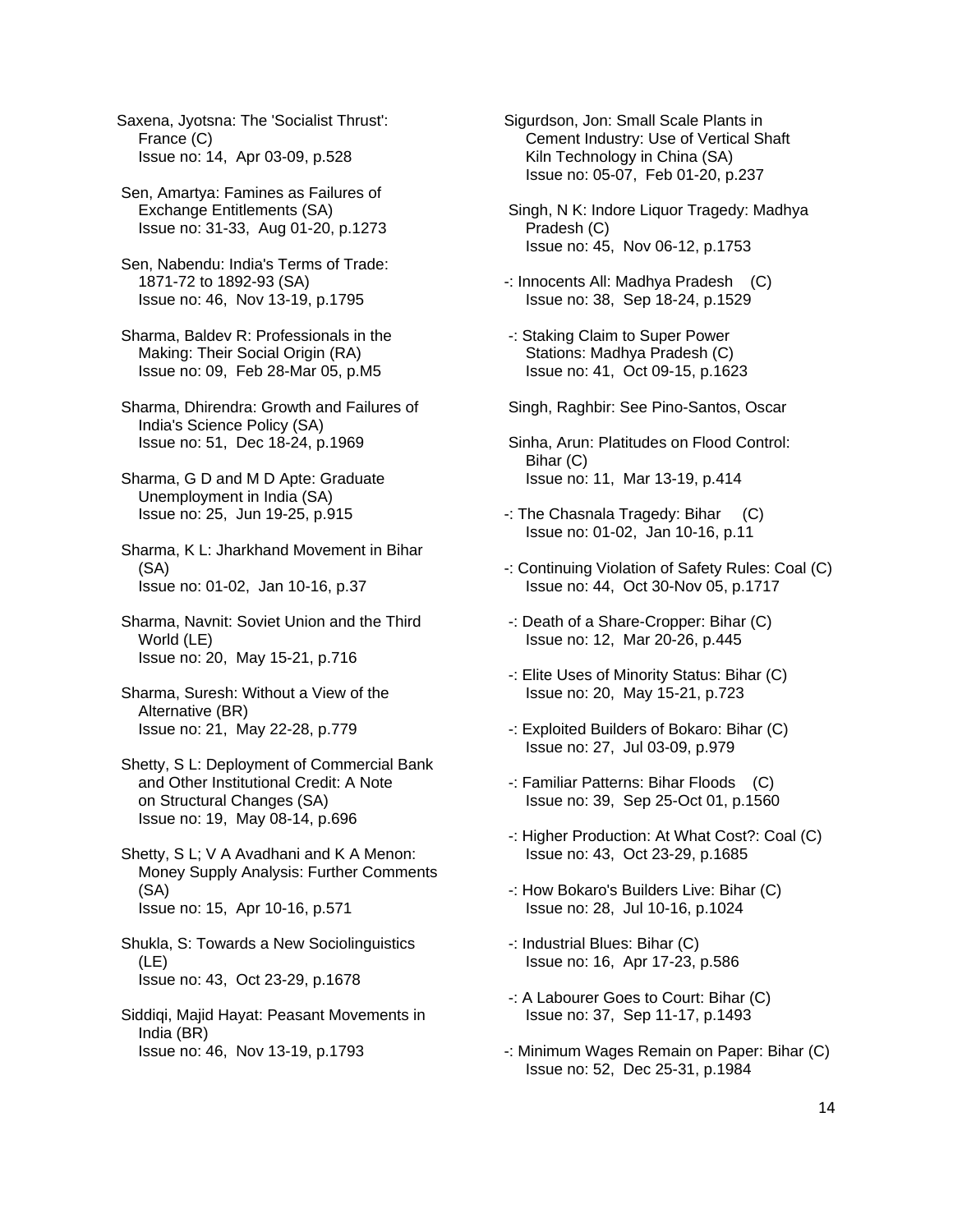Saxena, Jyotsna: The 'Socialist Thrust': France (C)
Issue no: 14, Apr 03-09, p.528

Sen, Amartya: Famines as Failures of Exchange Entitlements (SA)
Issue no: 31-33, Aug 01-20, p.1273

Sen, Nabendu: India's Terms of Trade: 1871-72 to 1892-93 (SA)
Issue no: 46, Nov 13-19, p.1795

Sharma, Baldev R: Professionals in the Making: Their Social Origin (RA)
Issue no: 09, Feb 28-Mar 05, p.M5

Sharma, Dhirendra: Growth and Failures of India's Science Policy (SA)
Issue no: 51, Dec 18-24, p.1969

Sharma, G D and M D Apte: Graduate Unemployment in India (SA)
Issue no: 25, Jun 19-25, p.915

Sharma, K L: Jharkhand Movement in Bihar (SA)
Issue no: 01-02, Jan 10-16, p.37

Sharma, Navnit: Soviet Union and the Third World (LE)
Issue no: 20, May 15-21, p.716

Sharma, Suresh: Without a View of the Alternative (BR)
Issue no: 21, May 22-28, p.779

Shetty, S L: Deployment of Commercial Bank and Other Institutional Credit: A Note on Structural Changes (SA)
Issue no: 19, May 08-14, p.696

Shetty, S L; V A Avadhani and K A Menon: Money Supply Analysis: Further Comments (SA)
Issue no: 15, Apr 10-16, p.571

Shukla, S: Towards a New Sociolinguistics (LE)
Issue no: 43, Oct 23-29, p.1678

Siddiqi, Majid Hayat: Peasant Movements in India (BR)
Issue no: 46, Nov 13-19, p.1793

Sigurdson, Jon: Small Scale Plants in Cement Industry: Use of Vertical Shaft Kiln Technology in China (SA)
Issue no: 05-07, Feb 01-20, p.237

Singh, N K: Indore Liquor Tragedy: Madhya Pradesh (C)
Issue no: 45, Nov 06-12, p.1753

-: Innocents All: Madhya Pradesh (C)
Issue no: 38, Sep 18-24, p.1529

-: Staking Claim to Super Power Stations: Madhya Pradesh (C)
Issue no: 41, Oct 09-15, p.1623

Singh, Raghbir: See Pino-Santos, Oscar

Sinha, Arun: Platitudes on Flood Control: Bihar (C)
Issue no: 11, Mar 13-19, p.414

-: The Chasnala Tragedy: Bihar (C)
Issue no: 01-02, Jan 10-16, p.11

-: Continuing Violation of Safety Rules: Coal (C)
Issue no: 44, Oct 30-Nov 05, p.1717

-: Death of a Share-Cropper: Bihar (C)
Issue no: 12, Mar 20-26, p.445

-: Elite Uses of Minority Status: Bihar (C)
Issue no: 20, May 15-21, p.723

-: Exploited Builders of Bokaro: Bihar (C)
Issue no: 27, Jul 03-09, p.979

-: Familiar Patterns: Bihar Floods (C)
Issue no: 39, Sep 25-Oct 01, p.1560

-: Higher Production: At What Cost?: Coal (C)
Issue no: 43, Oct 23-29, p.1685

-: How Bokaro's Builders Live: Bihar (C)
Issue no: 28, Jul 10-16, p.1024

-: Industrial Blues: Bihar (C)
Issue no: 16, Apr 17-23, p.586

-: A Labourer Goes to Court: Bihar (C)
Issue no: 37, Sep 11-17, p.1493

-: Minimum Wages Remain on Paper: Bihar (C)
Issue no: 52, Dec 25-31, p.1984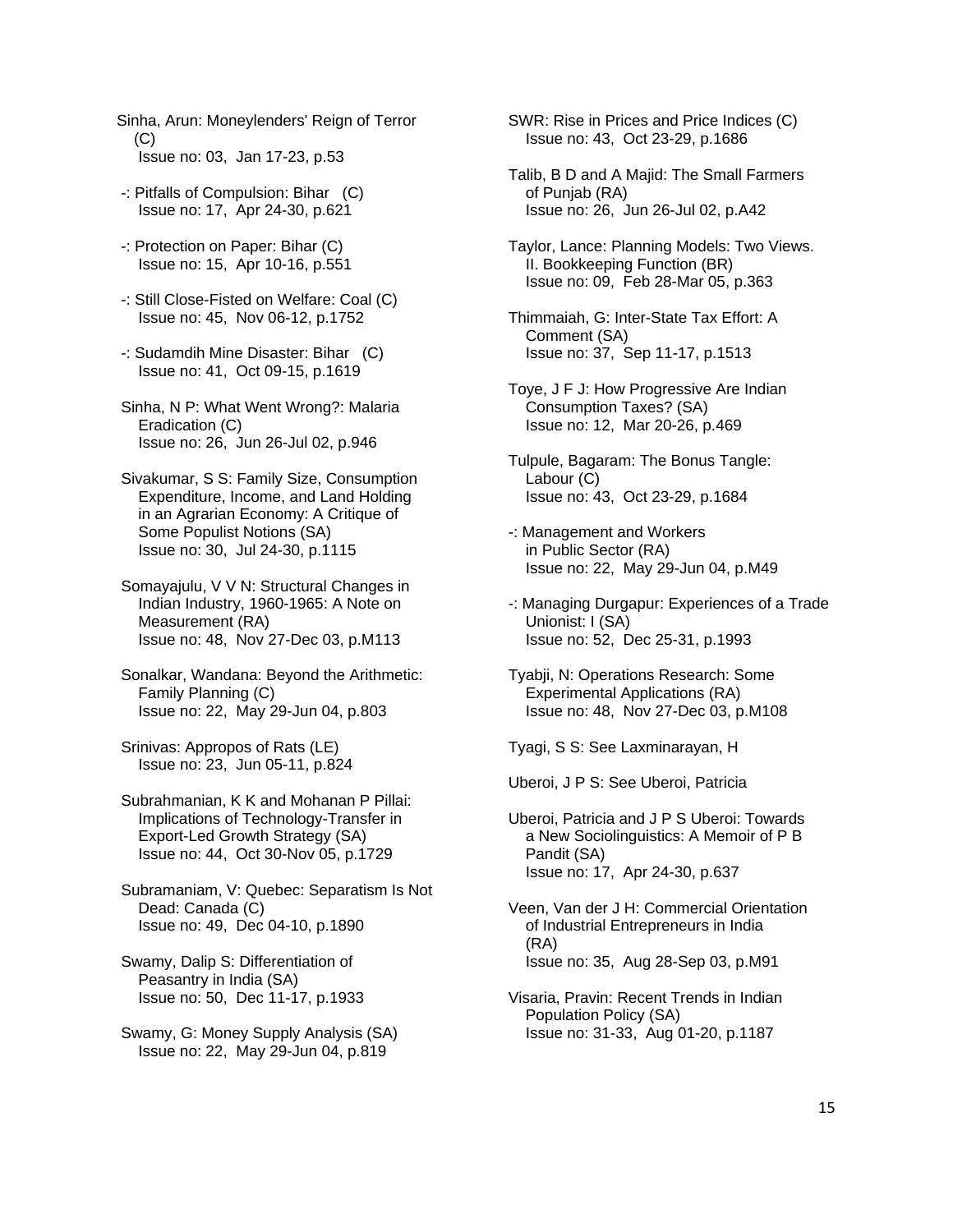Sinha, Arun: Moneylenders' Reign of Terror (C)
Issue no: 03, Jan 17-23, p.53

-: Pitfalls of Compulsion: Bihar (C)
Issue no: 17, Apr 24-30, p.621

-: Protection on Paper: Bihar (C)
Issue no: 15, Apr 10-16, p.551

-: Still Close-Fisted on Welfare: Coal (C)
Issue no: 45, Nov 06-12, p.1752

-: Sudamdih Mine Disaster: Bihar (C)
Issue no: 41, Oct 09-15, p.1619

Sinha, N P: What Went Wrong?: Malaria Eradication (C)
Issue no: 26, Jun 26-Jul 02, p.946

Sivakumar, S S: Family Size, Consumption Expenditure, Income, and Land Holding in an Agrarian Economy: A Critique of Some Populist Notions (SA)
Issue no: 30, Jul 24-30, p.1115

Somayajulu, V V N: Structural Changes in Indian Industry, 1960-1965: A Note on Measurement (RA)
Issue no: 48, Nov 27-Dec 03, p.M113

Sonalkar, Wandana: Beyond the Arithmetic: Family Planning (C)
Issue no: 22, May 29-Jun 04, p.803

Srinivas: Appropos of Rats (LE)
Issue no: 23, Jun 05-11, p.824

Subrahmanian, K K and Mohanan P Pillai: Implications of Technology-Transfer in Export-Led Growth Strategy (SA)
Issue no: 44, Oct 30-Nov 05, p.1729

Subramaniam, V: Quebec: Separatism Is Not Dead: Canada (C)
Issue no: 49, Dec 04-10, p.1890

Swamy, Dalip S: Differentiation of Peasantry in India (SA)
Issue no: 50, Dec 11-17, p.1933

Swamy, G: Money Supply Analysis (SA)
Issue no: 22, May 29-Jun 04, p.819

SWR: Rise in Prices and Price Indices (C)
Issue no: 43, Oct 23-29, p.1686

Talib, B D and A Majid: The Small Farmers of Punjab (RA)
Issue no: 26, Jun 26-Jul 02, p.A42

Taylor, Lance: Planning Models: Two Views. II. Bookkeeping Function (BR)
Issue no: 09, Feb 28-Mar 05, p.363

Thimmaiah, G: Inter-State Tax Effort: A Comment (SA)
Issue no: 37, Sep 11-17, p.1513

Toye, J F J: How Progressive Are Indian Consumption Taxes? (SA)
Issue no: 12, Mar 20-26, p.469

Tulpule, Bagaram: The Bonus Tangle: Labour (C)
Issue no: 43, Oct 23-29, p.1684

-: Management and Workers in Public Sector (RA)
Issue no: 22, May 29-Jun 04, p.M49

-: Managing Durgapur: Experiences of a Trade Unionist: I (SA)
Issue no: 52, Dec 25-31, p.1993

Tyabji, N: Operations Research: Some Experimental Applications (RA)
Issue no: 48, Nov 27-Dec 03, p.M108

Tyagi, S S: See Laxminarayan, H

Uberoi, J P S: See Uberoi, Patricia

Uberoi, Patricia and J P S Uberoi: Towards a New Sociolinguistics: A Memoir of P B Pandit (SA)
Issue no: 17, Apr 24-30, p.637

Veen, Van der J H: Commercial Orientation of Industrial Entrepreneurs in India (RA)
Issue no: 35, Aug 28-Sep 03, p.M91

Visaria, Pravin: Recent Trends in Indian Population Policy (SA)
Issue no: 31-33, Aug 01-20, p.1187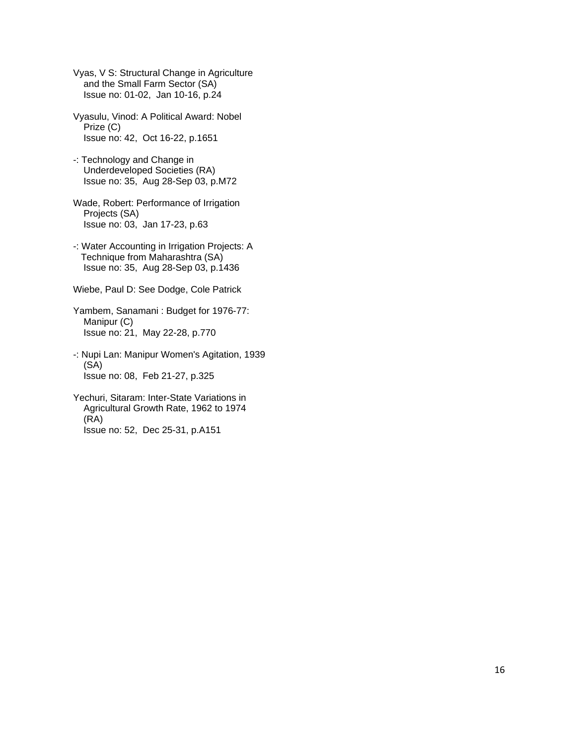Vyas, V S: Structural Change in Agriculture and the Small Farm Sector (SA)
Issue no: 01-02, Jan 10-16, p.24

Vyasulu, Vinod: A Political Award: Nobel Prize (C)
Issue no: 42, Oct 16-22, p.1651

-: Technology and Change in Underdeveloped Societies (RA)
Issue no: 35, Aug 28-Sep 03, p.M72

Wade, Robert: Performance of Irrigation Projects (SA)
Issue no: 03, Jan 17-23, p.63

-: Water Accounting in Irrigation Projects: A Technique from Maharashtra (SA)
Issue no: 35, Aug 28-Sep 03, p.1436

Wiebe, Paul D: See Dodge, Cole Patrick

Yambem, Sanamani : Budget for 1976-77: Manipur (C)
Issue no: 21, May 22-28, p.770

-: Nupi Lan: Manipur Women's Agitation, 1939 (SA)
Issue no: 08, Feb 21-27, p.325

Yechuri, Sitaram: Inter-State Variations in Agricultural Growth Rate, 1962 to 1974 (RA)
Issue no: 52, Dec 25-31, p.A151